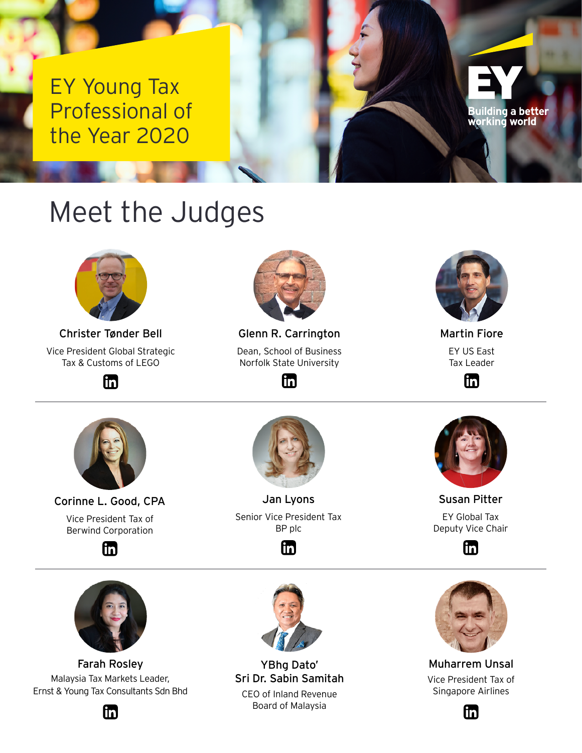# EY Young Tax Professional of the Year 2020

EY
Building a better working world

## Meet the Judges

**Christer Tønder Bell**
Vice President Global Strategic Tax & Customs of LEGO

**Glenn R. Carrington**
Dean, School of Business Norfolk State University

**Martin Fiore**
EY US East Tax Leader

**Corinne L. Good, CPA**
Vice President Tax of Berwind Corporation

**Jan Lyons**
Senior Vice President Tax BP plc

**Susan Pitter**
EY Global Tax Deputy Vice Chair

**Farah Rosley**
Malaysia Tax Markets Leader, Ernst & Young Tax Consultants Sdn Bhd

**YBhg Dato' Sri Dr. Sabin Samitah**
CEO of Inland Revenue Board of Malaysia

**Muharrem Unsal**
Vice President Tax of Singapore Airlines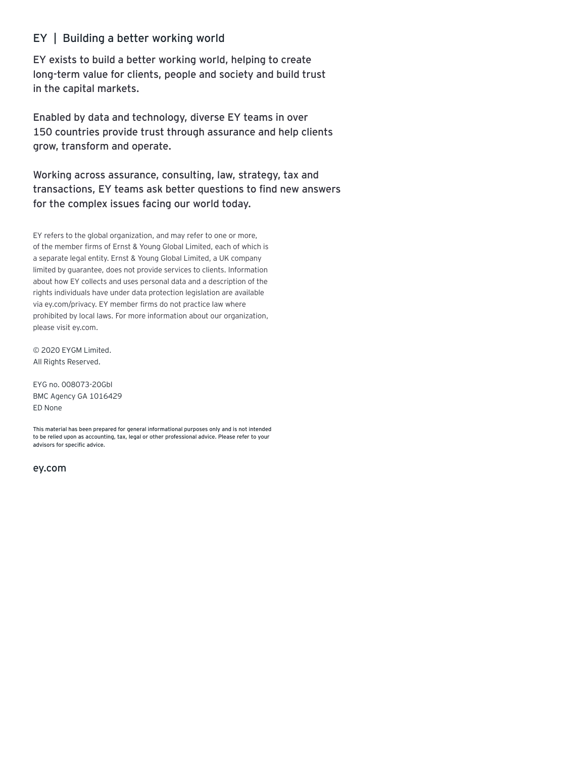## EY | Building a better working world

EY exists to build a better working world, helping to create long-term value for clients, people and society and build trust in the capital markets.

Enabled by data and technology, diverse EY teams in over 150 countries provide trust through assurance and help clients grow, transform and operate.

Working across assurance, consulting, law, strategy, tax and transactions, EY teams ask better questions to find new answers for the complex issues facing our world today.

EY refers to the global organization, and may refer to one or more, of the member firms of Ernst & Young Global Limited, each of which is a separate legal entity. Ernst & Young Global Limited, a UK company limited by guarantee, does not provide services to clients. Information about how EY collects and uses personal data and a description of the rights individuals have under data protection legislation are available via ey.com/privacy. EY member firms do not practice law where prohibited by local laws. For more information about our organization, please visit ey.com.

© 2020 EYGM Limited.
All Rights Reserved.

EYG no. 008073-20Gbl
BMC Agency GA 1016429
ED None

This material has been prepared for general informational purposes only and is not intended to be relied upon as accounting, tax, legal or other professional advice. Please refer to your advisors for specific advice.

ey.com